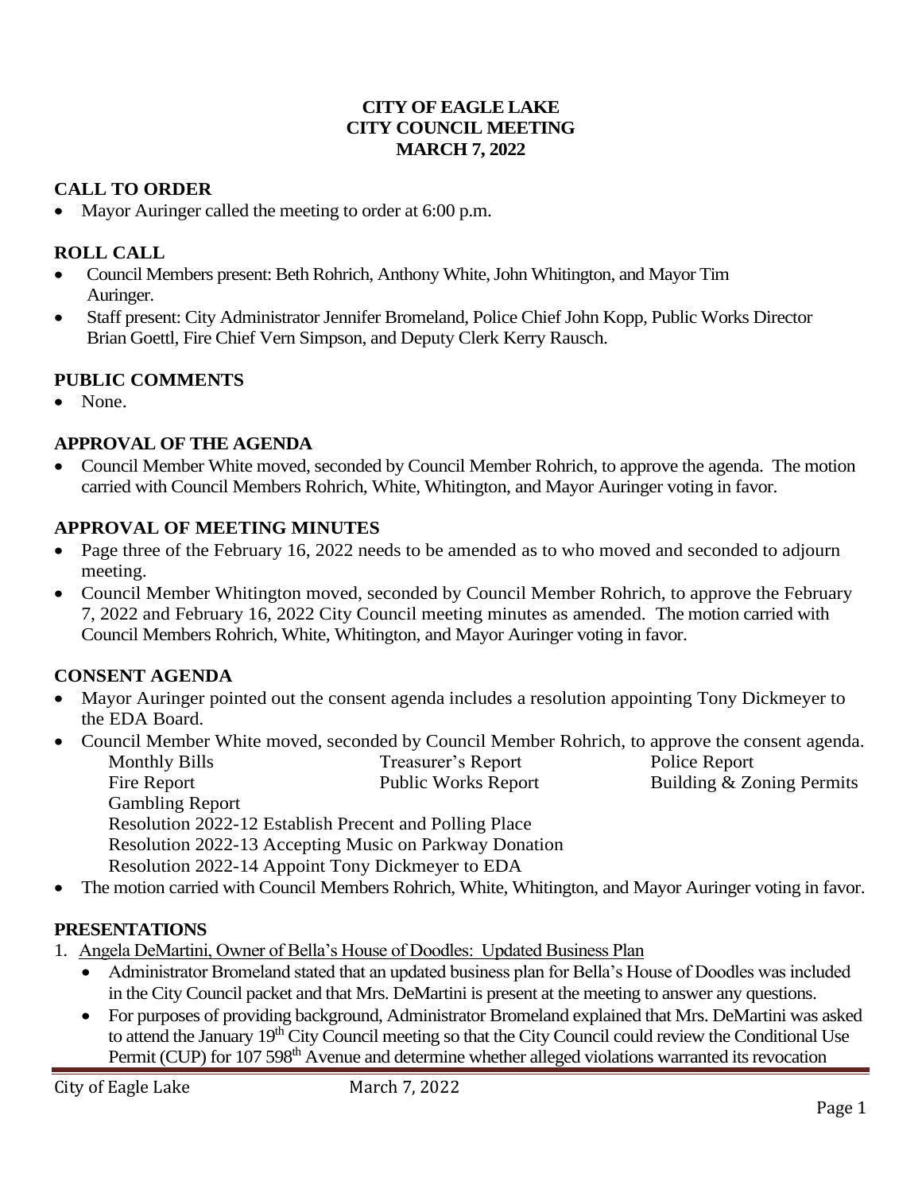# CITY OF EAGLE LAKE
# CITY COUNCIL MEETING
# MARCH 7, 2022

## CALL TO ORDER

- Mayor Auringer called the meeting to order at 6:00 p.m.

## ROLL CALL

- Council Members present: Beth Rohrich, Anthony White, John Whitington, and Mayor Tim Auringer.
- Staff present: City Administrator Jennifer Bromeland, Police Chief John Kopp, Public Works Director Brian Goettl, Fire Chief Vern Simpson, and Deputy Clerk Kerry Rausch.

## PUBLIC COMMENTS

- None.

## APPROVAL OF THE AGENDA

- Council Member White moved, seconded by Council Member Rohrich, to approve the agenda. The motion carried with Council Members Rohrich, White, Whitington, and Mayor Auringer voting in favor.

## APPROVAL OF MEETING MINUTES

- Page three of the February 16, 2022 needs to be amended as to who moved and seconded to adjourn meeting.
- Council Member Whitington moved, seconded by Council Member Rohrich, to approve the February 7, 2022 and February 16, 2022 City Council meeting minutes as amended. The motion carried with Council Members Rohrich, White, Whitington, and Mayor Auringer voting in favor.

## CONSENT AGENDA

- Mayor Auringer pointed out the consent agenda includes a resolution appointing Tony Dickmeyer to the EDA Board.
- Council Member White moved, seconded by Council Member Rohrich, to approve the consent agenda.

  Monthly Bills | Treasurer's Report | Police Report
  Fire Report | Public Works Report | Building & Zoning Permits
  Gambling Report
  Resolution 2022-12 Establish Precent and Polling Place
  Resolution 2022-13 Accepting Music on Parkway Donation
  Resolution 2022-14 Appoint Tony Dickmeyer to EDA
- The motion carried with Council Members Rohrich, White, Whitington, and Mayor Auringer voting in favor.

## PRESENTATIONS

1. Angela DeMartini, Owner of Bella's House of Doodles: Updated Business Plan
   - Administrator Bromeland stated that an updated business plan for Bella's House of Doodles was included in the City Council packet and that Mrs. DeMartini is present at the meeting to answer any questions.
   - For purposes of providing background, Administrator Bromeland explained that Mrs. DeMartini was asked to attend the January 19th City Council meeting so that the City Council could review the Conditional Use Permit (CUP) for 107 598th Avenue and determine whether alleged violations warranted its revocation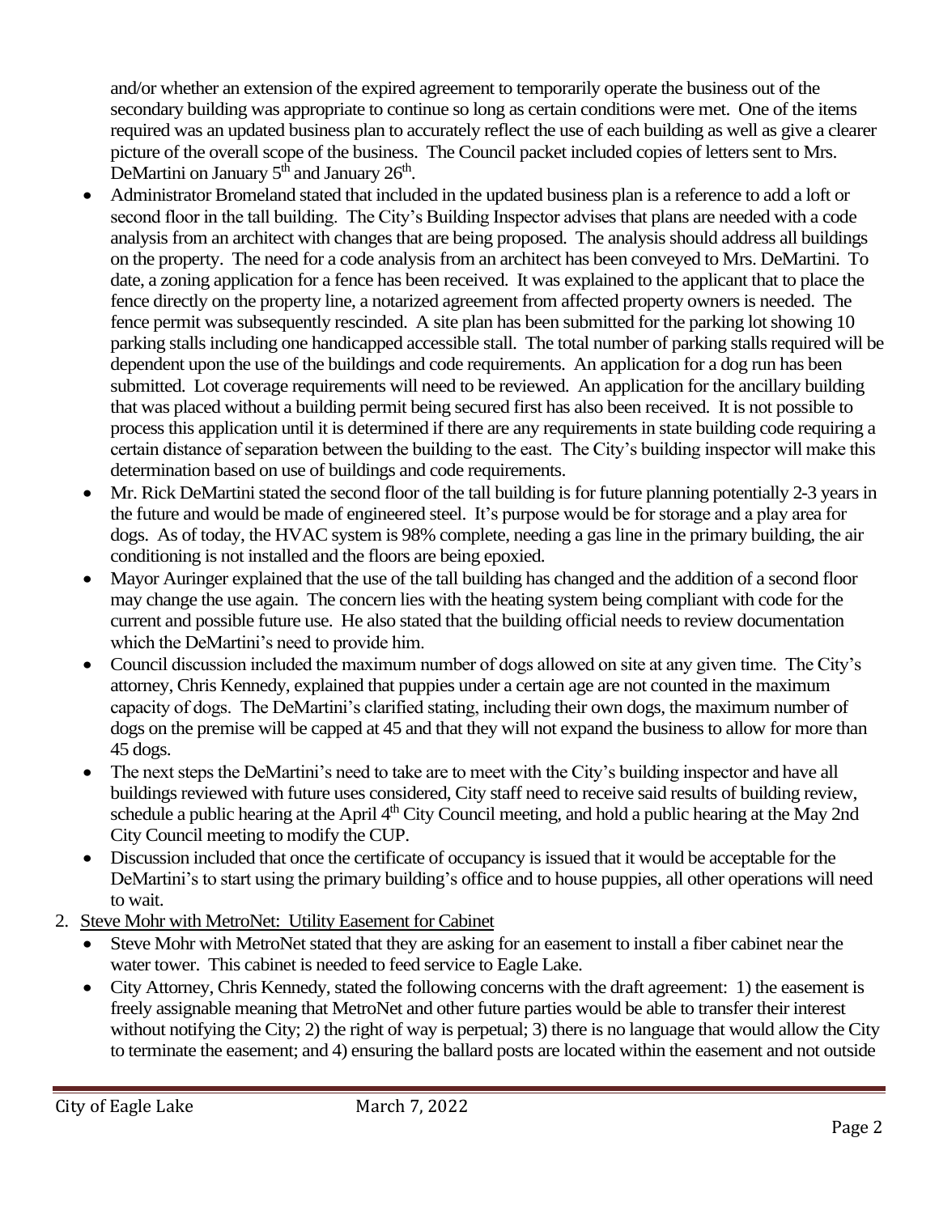and/or whether an extension of the expired agreement to temporarily operate the business out of the secondary building was appropriate to continue so long as certain conditions were met. One of the items required was an updated business plan to accurately reflect the use of each building as well as give a clearer picture of the overall scope of the business. The Council packet included copies of letters sent to Mrs. DeMartini on January 5th and January 26th.

- Administrator Bromeland stated that included in the updated business plan is a reference to add a loft or second floor in the tall building. The City's Building Inspector advises that plans are needed with a code analysis from an architect with changes that are being proposed. The analysis should address all buildings on the property. The need for a code analysis from an architect has been conveyed to Mrs. DeMartini. To date, a zoning application for a fence has been received. It was explained to the applicant that to place the fence directly on the property line, a notarized agreement from affected property owners is needed. The fence permit was subsequently rescinded. A site plan has been submitted for the parking lot showing 10 parking stalls including one handicapped accessible stall. The total number of parking stalls required will be dependent upon the use of the buildings and code requirements. An application for a dog run has been submitted. Lot coverage requirements will need to be reviewed. An application for the ancillary building that was placed without a building permit being secured first has also been received. It is not possible to process this application until it is determined if there are any requirements in state building code requiring a certain distance of separation between the building to the east. The City's building inspector will make this determination based on use of buildings and code requirements.
- Mr. Rick DeMartini stated the second floor of the tall building is for future planning potentially 2-3 years in the future and would be made of engineered steel. It's purpose would be for storage and a play area for dogs. As of today, the HVAC system is 98% complete, needing a gas line in the primary building, the air conditioning is not installed and the floors are being epoxied.
- Mayor Auringer explained that the use of the tall building has changed and the addition of a second floor may change the use again. The concern lies with the heating system being compliant with code for the current and possible future use. He also stated that the building official needs to review documentation which the DeMartini's need to provide him.
- Council discussion included the maximum number of dogs allowed on site at any given time. The City's attorney, Chris Kennedy, explained that puppies under a certain age are not counted in the maximum capacity of dogs. The DeMartini's clarified stating, including their own dogs, the maximum number of dogs on the premise will be capped at 45 and that they will not expand the business to allow for more than 45 dogs.
- The next steps the DeMartini's need to take are to meet with the City's building inspector and have all buildings reviewed with future uses considered, City staff need to receive said results of building review, schedule a public hearing at the April 4th City Council meeting, and hold a public hearing at the May 2nd City Council meeting to modify the CUP.
- Discussion included that once the certificate of occupancy is issued that it would be acceptable for the DeMartini's to start using the primary building's office and to house puppies, all other operations will need to wait.

2. Steve Mohr with MetroNet: Utility Easement for Cabinet
   - Steve Mohr with MetroNet stated that they are asking for an easement to install a fiber cabinet near the water tower. This cabinet is needed to feed service to Eagle Lake.
   - City Attorney, Chris Kennedy, stated the following concerns with the draft agreement: 1) the easement is freely assignable meaning that MetroNet and other future parties would be able to transfer their interest without notifying the City; 2) the right of way is perpetual; 3) there is no language that would allow the City to terminate the easement; and 4) ensuring the ballard posts are located within the easement and not outside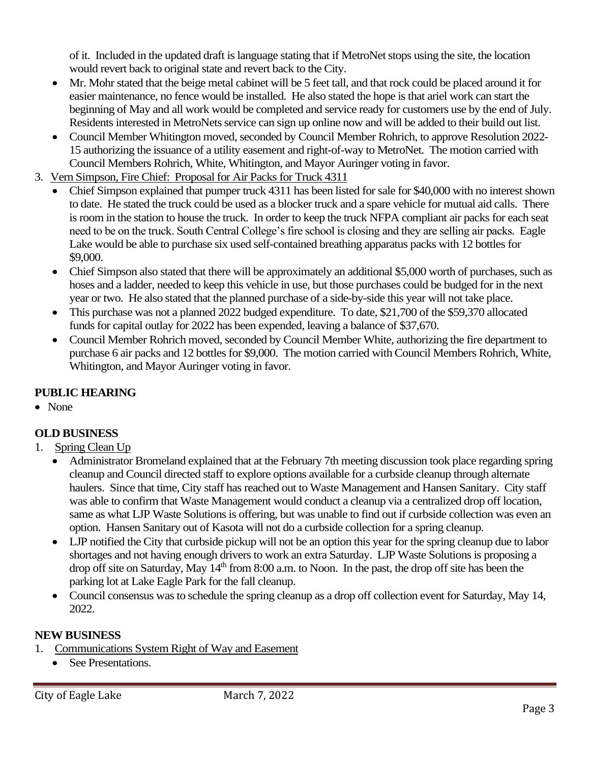of it. Included in the updated draft is language stating that if MetroNet stops using the site, the location would revert back to original state and revert back to the City.

- Mr. Mohr stated that the beige metal cabinet will be 5 feet tall, and that rock could be placed around it for easier maintenance, no fence would be installed. He also stated the hope is that ariel work can start the beginning of May and all work would be completed and service ready for customers use by the end of July. Residents interested in MetroNets service can sign up online now and will be added to their build out list.
- Council Member Whitington moved, seconded by Council Member Rohrich, to approve Resolution 2022-15 authorizing the issuance of a utility easement and right-of-way to MetroNet. The motion carried with Council Members Rohrich, White, Whitington, and Mayor Auringer voting in favor.

3. Vern Simpson, Fire Chief: Proposal for Air Packs for Truck 4311
   - Chief Simpson explained that pumper truck 4311 has been listed for sale for $40,000 with no interest shown to date. He stated the truck could be used as a blocker truck and a spare vehicle for mutual aid calls. There is room in the station to house the truck. In order to keep the truck NFPA compliant air packs for each seat need to be on the truck. South Central College's fire school is closing and they are selling air packs. Eagle Lake would be able to purchase six used self-contained breathing apparatus packs with 12 bottles for $9,000.
   - Chief Simpson also stated that there will be approximately an additional $5,000 worth of purchases, such as hoses and a ladder, needed to keep this vehicle in use, but those purchases could be budged for in the next year or two. He also stated that the planned purchase of a side-by-side this year will not take place.
   - This purchase was not a planned 2022 budged expenditure. To date, $21,700 of the $59,370 allocated funds for capital outlay for 2022 has been expended, leaving a balance of $37,670.
   - Council Member Rohrich moved, seconded by Council Member White, authorizing the fire department to purchase 6 air packs and 12 bottles for $9,000. The motion carried with Council Members Rohrich, White, Whitington, and Mayor Auringer voting in favor.

**PUBLIC HEARING**

- None

**OLD BUSINESS**

1. Spring Clean Up
   - Administrator Bromeland explained that at the February 7th meeting discussion took place regarding spring cleanup and Council directed staff to explore options available for a curbside cleanup through alternate haulers. Since that time, City staff has reached out to Waste Management and Hansen Sanitary. City staff was able to confirm that Waste Management would conduct a cleanup via a centralized drop off location, same as what LJP Waste Solutions is offering, but was unable to find out if curbside collection was even an option. Hansen Sanitary out of Kasota will not do a curbside collection for a spring cleanup.
   - LJP notified the City that curbside pickup will not be an option this year for the spring cleanup due to labor shortages and not having enough drivers to work an extra Saturday. LJP Waste Solutions is proposing a drop off site on Saturday, May 14th from 8:00 a.m. to Noon. In the past, the drop off site has been the parking lot at Lake Eagle Park for the fall cleanup.
   - Council consensus was to schedule the spring cleanup as a drop off collection event for Saturday, May 14, 2022.

**NEW BUSINESS**

1. Communications System Right of Way and Easement
   - See Presentations.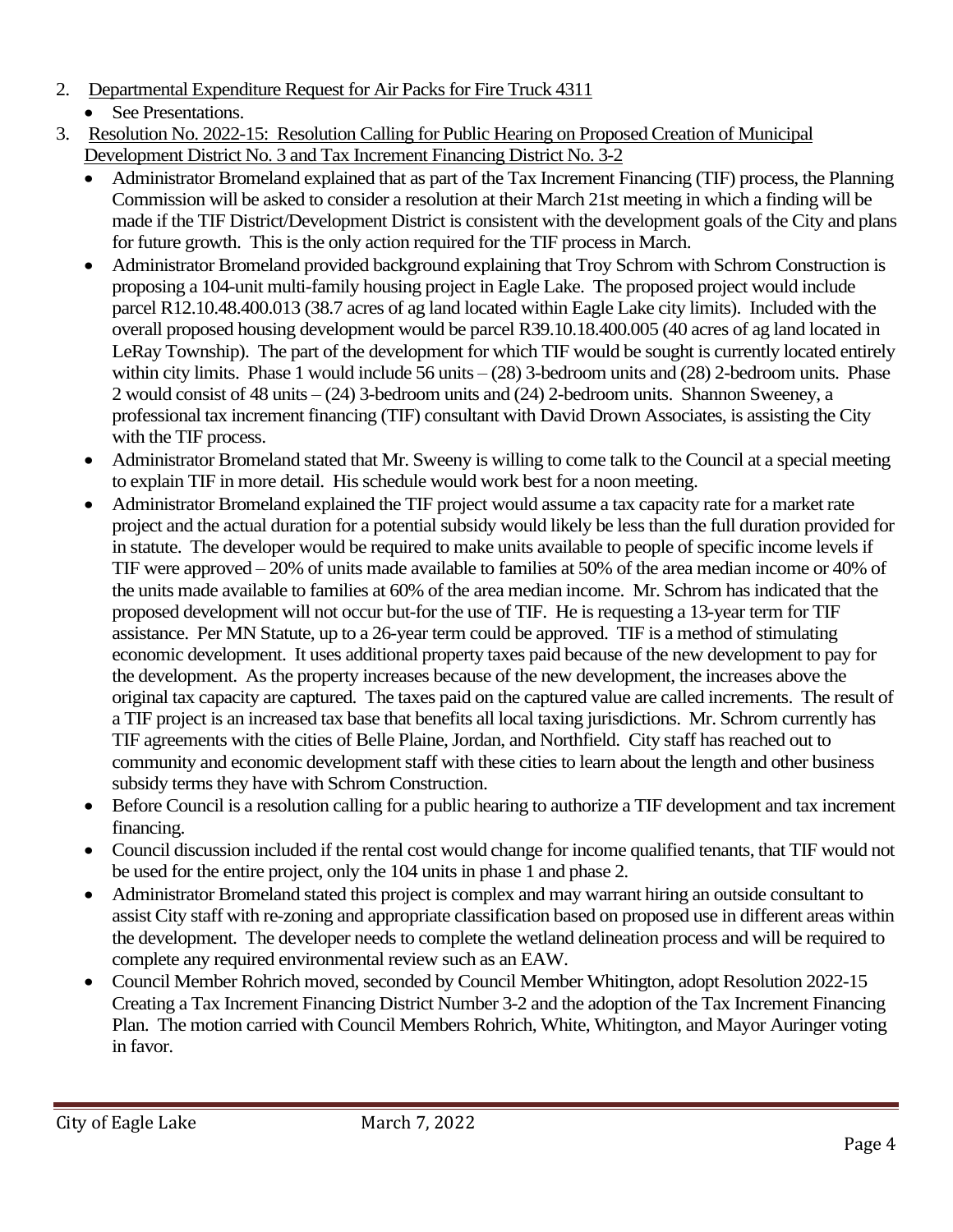2. Departmental Expenditure Request for Air Packs for Fire Truck 4311
   - See Presentations.
3. Resolution No. 2022-15: Resolution Calling for Public Hearing on Proposed Creation of Municipal Development District No. 3 and Tax Increment Financing District No. 3-2
   - Administrator Bromeland explained that as part of the Tax Increment Financing (TIF) process, the Planning Commission will be asked to consider a resolution at their March 21st meeting in which a finding will be made if the TIF District/Development District is consistent with the development goals of the City and plans for future growth. This is the only action required for the TIF process in March.
   - Administrator Bromeland provided background explaining that Troy Schrom with Schrom Construction is proposing a 104-unit multi-family housing project in Eagle Lake. The proposed project would include parcel R12.10.48.400.013 (38.7 acres of ag land located within Eagle Lake city limits). Included with the overall proposed housing development would be parcel R39.10.18.400.005 (40 acres of ag land located in LeRay Township). The part of the development for which TIF would be sought is currently located entirely within city limits. Phase 1 would include 56 units – (28) 3-bedroom units and (28) 2-bedroom units. Phase 2 would consist of 48 units – (24) 3-bedroom units and (24) 2-bedroom units. Shannon Sweeney, a professional tax increment financing (TIF) consultant with David Drown Associates, is assisting the City with the TIF process.
   - Administrator Bromeland stated that Mr. Sweeny is willing to come talk to the Council at a special meeting to explain TIF in more detail. His schedule would work best for a noon meeting.
   - Administrator Bromeland explained the TIF project would assume a tax capacity rate for a market rate project and the actual duration for a potential subsidy would likely be less than the full duration provided for in statute. The developer would be required to make units available to people of specific income levels if TIF were approved – 20% of units made available to families at 50% of the area median income or 40% of the units made available to families at 60% of the area median income. Mr. Schrom has indicated that the proposed development will not occur but-for the use of TIF. He is requesting a 13-year term for TIF assistance. Per MN Statute, up to a 26-year term could be approved. TIF is a method of stimulating economic development. It uses additional property taxes paid because of the new development to pay for the development. As the property increases because of the new development, the increases above the original tax capacity are captured. The taxes paid on the captured value are called increments. The result of a TIF project is an increased tax base that benefits all local taxing jurisdictions. Mr. Schrom currently has TIF agreements with the cities of Belle Plaine, Jordan, and Northfield. City staff has reached out to community and economic development staff with these cities to learn about the length and other business subsidy terms they have with Schrom Construction.
   - Before Council is a resolution calling for a public hearing to authorize a TIF development and tax increment financing.
   - Council discussion included if the rental cost would change for income qualified tenants, that TIF would not be used for the entire project, only the 104 units in phase 1 and phase 2.
   - Administrator Bromeland stated this project is complex and may warrant hiring an outside consultant to assist City staff with re-zoning and appropriate classification based on proposed use in different areas within the development. The developer needs to complete the wetland delineation process and will be required to complete any required environmental review such as an EAW.
   - Council Member Rohrich moved, seconded by Council Member Whitington, adopt Resolution 2022-15 Creating a Tax Increment Financing District Number 3-2 and the adoption of the Tax Increment Financing Plan. The motion carried with Council Members Rohrich, White, Whitington, and Mayor Auringer voting in favor.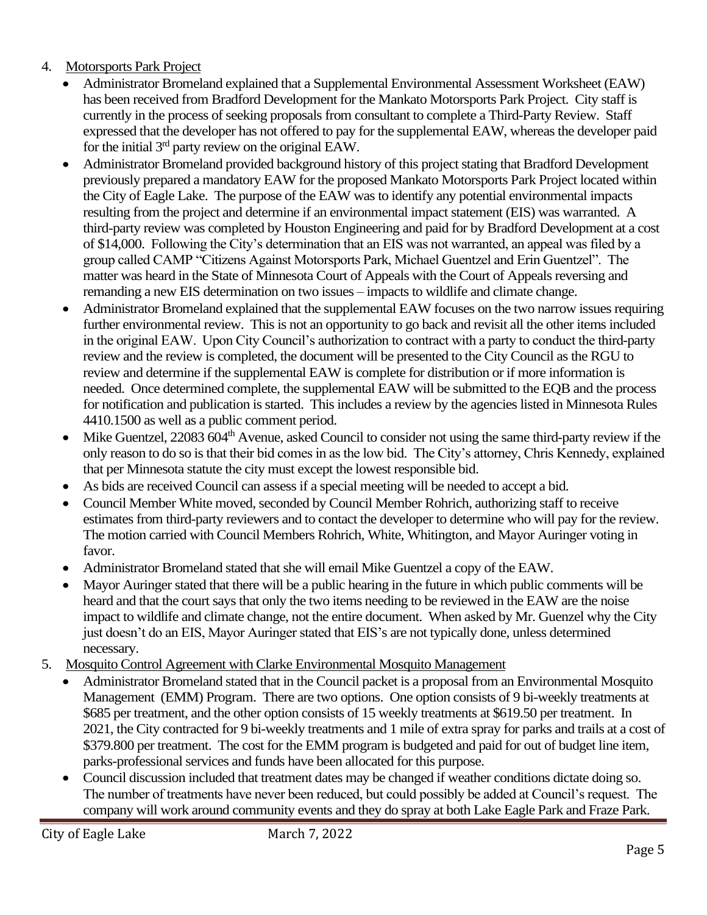4. Motorsports Park Project
   - Administrator Bromeland explained that a Supplemental Environmental Assessment Worksheet (EAW) has been received from Bradford Development for the Mankato Motorsports Park Project. City staff is currently in the process of seeking proposals from consultant to complete a Third-Party Review. Staff expressed that the developer has not offered to pay for the supplemental EAW, whereas the developer paid for the initial 3rd party review on the original EAW.
   - Administrator Bromeland provided background history of this project stating that Bradford Development previously prepared a mandatory EAW for the proposed Mankato Motorsports Park Project located within the City of Eagle Lake. The purpose of the EAW was to identify any potential environmental impacts resulting from the project and determine if an environmental impact statement (EIS) was warranted. A third-party review was completed by Houston Engineering and paid for by Bradford Development at a cost of $14,000. Following the City's determination that an EIS was not warranted, an appeal was filed by a group called CAMP "Citizens Against Motorsports Park, Michael Guentzel and Erin Guentzel". The matter was heard in the State of Minnesota Court of Appeals with the Court of Appeals reversing and remanding a new EIS determination on two issues – impacts to wildlife and climate change.
   - Administrator Bromeland explained that the supplemental EAW focuses on the two narrow issues requiring further environmental review. This is not an opportunity to go back and revisit all the other items included in the original EAW. Upon City Council's authorization to contract with a party to conduct the third-party review and the review is completed, the document will be presented to the City Council as the RGU to review and determine if the supplemental EAW is complete for distribution or if more information is needed. Once determined complete, the supplemental EAW will be submitted to the EQB and the process for notification and publication is started. This includes a review by the agencies listed in Minnesota Rules 4410.1500 as well as a public comment period.
   - Mike Guentzel, 22083 604th Avenue, asked Council to consider not using the same third-party review if the only reason to do so is that their bid comes in as the low bid. The City's attorney, Chris Kennedy, explained that per Minnesota statute the city must except the lowest responsible bid.
   - As bids are received Council can assess if a special meeting will be needed to accept a bid.
   - Council Member White moved, seconded by Council Member Rohrich, authorizing staff to receive estimates from third-party reviewers and to contact the developer to determine who will pay for the review. The motion carried with Council Members Rohrich, White, Whitington, and Mayor Auringer voting in favor.
   - Administrator Bromeland stated that she will email Mike Guentzel a copy of the EAW.
   - Mayor Auringer stated that there will be a public hearing in the future in which public comments will be heard and that the court says that only the two items needing to be reviewed in the EAW are the noise impact to wildlife and climate change, not the entire document. When asked by Mr. Guenzel why the City just doesn't do an EIS, Mayor Auringer stated that EIS's are not typically done, unless determined necessary.
5. Mosquito Control Agreement with Clarke Environmental Mosquito Management
   - Administrator Bromeland stated that in the Council packet is a proposal from an Environmental Mosquito Management (EMM) Program. There are two options. One option consists of 9 bi-weekly treatments at $685 per treatment, and the other option consists of 15 weekly treatments at $619.50 per treatment. In 2021, the City contracted for 9 bi-weekly treatments and 1 mile of extra spray for parks and trails at a cost of $379.800 per treatment. The cost for the EMM program is budgeted and paid for out of budget line item, parks-professional services and funds have been allocated for this purpose.
   - Council discussion included that treatment dates may be changed if weather conditions dictate doing so. The number of treatments have never been reduced, but could possibly be added at Council's request. The company will work around community events and they do spray at both Lake Eagle Park and Fraze Park.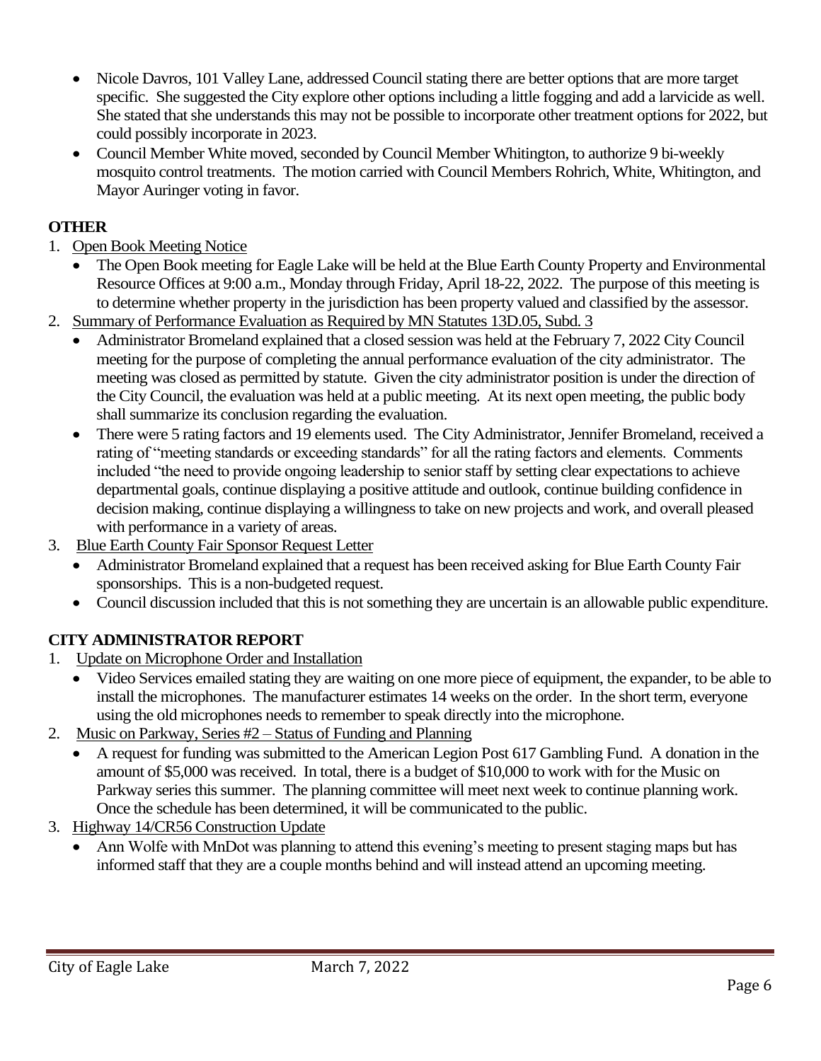- Nicole Davros, 101 Valley Lane, addressed Council stating there are better options that are more target specific. She suggested the City explore other options including a little fogging and add a larvicide as well. She stated that she understands this may not be possible to incorporate other treatment options for 2022, but could possibly incorporate in 2023.
- Council Member White moved, seconded by Council Member Whitington, to authorize 9 bi-weekly mosquito control treatments. The motion carried with Council Members Rohrich, White, Whitington, and Mayor Auringer voting in favor.

**OTHER**

1. Open Book Meeting Notice
   - The Open Book meeting for Eagle Lake will be held at the Blue Earth County Property and Environmental Resource Offices at 9:00 a.m., Monday through Friday, April 18-22, 2022. The purpose of this meeting is to determine whether property in the jurisdiction has been property valued and classified by the assessor.
2. Summary of Performance Evaluation as Required by MN Statutes 13D.05, Subd. 3
   - Administrator Bromeland explained that a closed session was held at the February 7, 2022 City Council meeting for the purpose of completing the annual performance evaluation of the city administrator. The meeting was closed as permitted by statute. Given the city administrator position is under the direction of the City Council, the evaluation was held at a public meeting. At its next open meeting, the public body shall summarize its conclusion regarding the evaluation.
   - There were 5 rating factors and 19 elements used. The City Administrator, Jennifer Bromeland, received a rating of "meeting standards or exceeding standards" for all the rating factors and elements. Comments included "the need to provide ongoing leadership to senior staff by setting clear expectations to achieve departmental goals, continue displaying a positive attitude and outlook, continue building confidence in decision making, continue displaying a willingness to take on new projects and work, and overall pleased with performance in a variety of areas.
3. Blue Earth County Fair Sponsor Request Letter
   - Administrator Bromeland explained that a request has been received asking for Blue Earth County Fair sponsorships. This is a non-budgeted request.
   - Council discussion included that this is not something they are uncertain is an allowable public expenditure.

**CITY ADMINISTRATOR REPORT**

1. Update on Microphone Order and Installation
   - Video Services emailed stating they are waiting on one more piece of equipment, the expander, to be able to install the microphones. The manufacturer estimates 14 weeks on the order. In the short term, everyone using the old microphones needs to remember to speak directly into the microphone.
2. Music on Parkway, Series #2 – Status of Funding and Planning
   - A request for funding was submitted to the American Legion Post 617 Gambling Fund. A donation in the amount of $5,000 was received. In total, there is a budget of $10,000 to work with for the Music on Parkway series this summer. The planning committee will meet next week to continue planning work. Once the schedule has been determined, it will be communicated to the public.
3. Highway 14/CR56 Construction Update
   - Ann Wolfe with MnDot was planning to attend this evening's meeting to present staging maps but has informed staff that they are a couple months behind and will instead attend an upcoming meeting.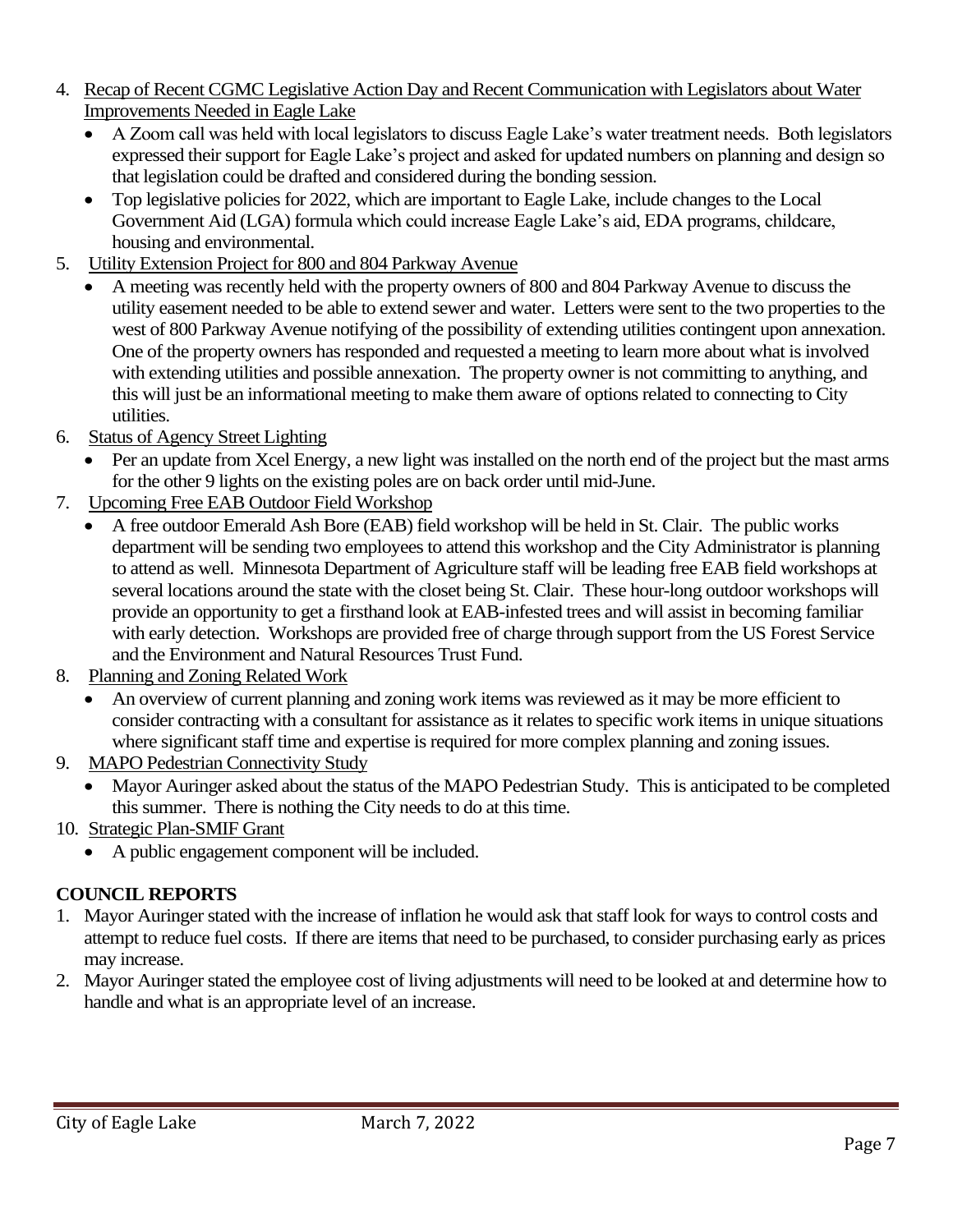4. Recap of Recent CGMC Legislative Action Day and Recent Communication with Legislators about Water Improvements Needed in Eagle Lake
   - A Zoom call was held with local legislators to discuss Eagle Lake's water treatment needs. Both legislators expressed their support for Eagle Lake's project and asked for updated numbers on planning and design so that legislation could be drafted and considered during the bonding session.
   - Top legislative policies for 2022, which are important to Eagle Lake, include changes to the Local Government Aid (LGA) formula which could increase Eagle Lake's aid, EDA programs, childcare, housing and environmental.
5. Utility Extension Project for 800 and 804 Parkway Avenue
   - A meeting was recently held with the property owners of 800 and 804 Parkway Avenue to discuss the utility easement needed to be able to extend sewer and water. Letters were sent to the two properties to the west of 800 Parkway Avenue notifying of the possibility of extending utilities contingent upon annexation. One of the property owners has responded and requested a meeting to learn more about what is involved with extending utilities and possible annexation. The property owner is not committing to anything, and this will just be an informational meeting to make them aware of options related to connecting to City utilities.
6. Status of Agency Street Lighting
   - Per an update from Xcel Energy, a new light was installed on the north end of the project but the mast arms for the other 9 lights on the existing poles are on back order until mid-June.
7. Upcoming Free EAB Outdoor Field Workshop
   - A free outdoor Emerald Ash Bore (EAB) field workshop will be held in St. Clair. The public works department will be sending two employees to attend this workshop and the City Administrator is planning to attend as well. Minnesota Department of Agriculture staff will be leading free EAB field workshops at several locations around the state with the closet being St. Clair. These hour-long outdoor workshops will provide an opportunity to get a firsthand look at EAB-infested trees and will assist in becoming familiar with early detection. Workshops are provided free of charge through support from the US Forest Service and the Environment and Natural Resources Trust Fund.
8. Planning and Zoning Related Work
   - An overview of current planning and zoning work items was reviewed as it may be more efficient to consider contracting with a consultant for assistance as it relates to specific work items in unique situations where significant staff time and expertise is required for more complex planning and zoning issues.
9. MAPO Pedestrian Connectivity Study
   - Mayor Auringer asked about the status of the MAPO Pedestrian Study. This is anticipated to be completed this summer. There is nothing the City needs to do at this time.
10. Strategic Plan-SMIF Grant
    - A public engagement component will be included.

**COUNCIL REPORTS**

1. Mayor Auringer stated with the increase of inflation he would ask that staff look for ways to control costs and attempt to reduce fuel costs. If there are items that need to be purchased, to consider purchasing early as prices may increase.
2. Mayor Auringer stated the employee cost of living adjustments will need to be looked at and determine how to handle and what is an appropriate level of an increase.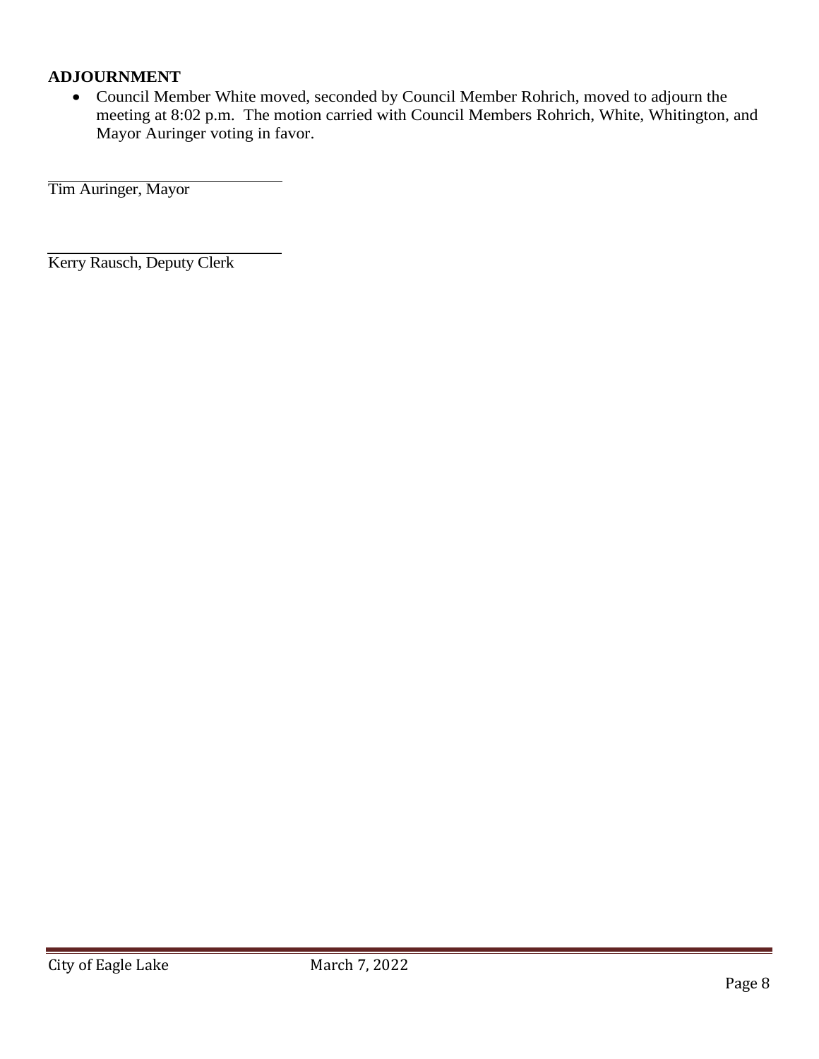**ADJOURNMENT**

- Council Member White moved, seconded by Council Member Rohrich, moved to adjourn the meeting at 8:02 p.m. The motion carried with Council Members Rohrich, White, Whitington, and Mayor Auringer voting in favor.

Tim Auringer, Mayor

Kerry Rausch, Deputy Clerk